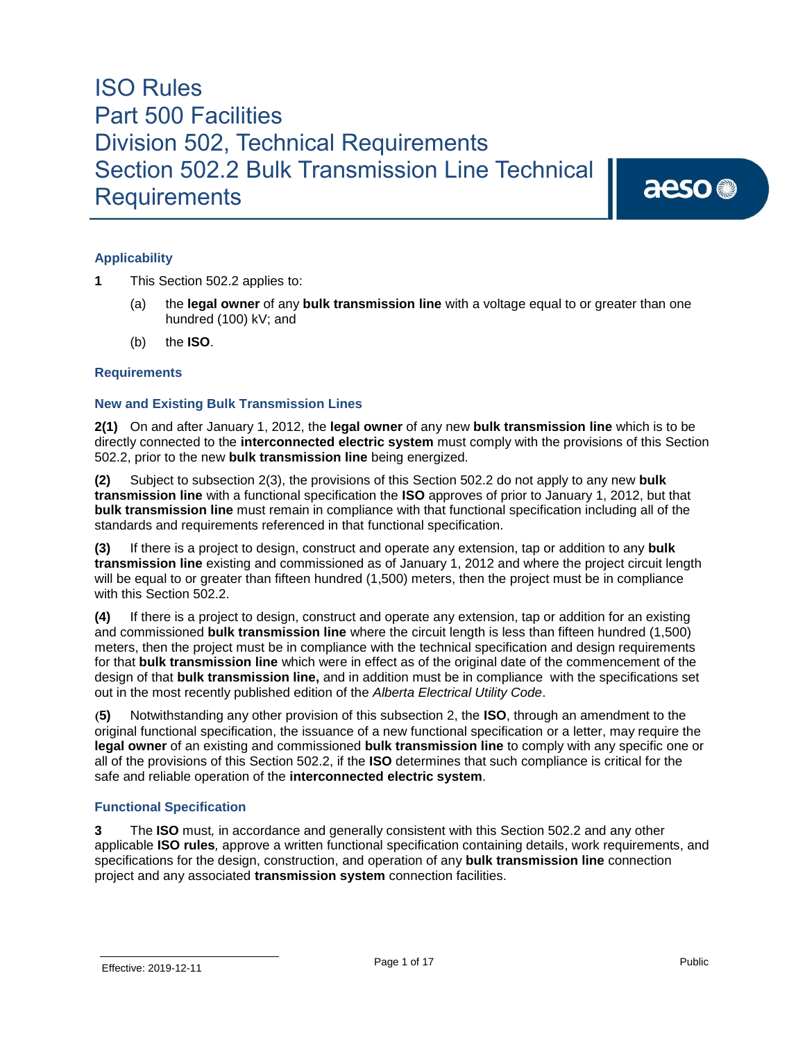# ISO Rules
# Part 500 Facilities
# Division 502, Technical Requirements
# Section 502.2 Bulk Transmission Line Technical Requirements

### Applicability

**1** This Section 502.2 applies to:

(a) the **legal owner** of any **bulk transmission line** with a voltage equal to or greater than one hundred (100) kV; and

(b) the **ISO**.

### Requirements

### New and Existing Bulk Transmission Lines

**2(1)** On and after January 1, 2012, the **legal owner** of any new **bulk transmission line** which is to be directly connected to the **interconnected electric system** must comply with the provisions of this Section 502.2, prior to the new **bulk transmission line** being energized.

**(2)** Subject to subsection 2(3), the provisions of this Section 502.2 do not apply to any new **bulk transmission line** with a functional specification the **ISO** approves of prior to January 1, 2012, but that **bulk transmission line** must remain in compliance with that functional specification including all of the standards and requirements referenced in that functional specification.

**(3)** If there is a project to design, construct and operate any extension, tap or addition to any **bulk transmission line** existing and commissioned as of January 1, 2012 and where the project circuit length will be equal to or greater than fifteen hundred (1,500) meters, then the project must be in compliance with this Section 502.2.

**(4)** If there is a project to design, construct and operate any extension, tap or addition for an existing and commissioned **bulk transmission line** where the circuit length is less than fifteen hundred (1,500) meters, then the project must be in compliance with the technical specification and design requirements for that **bulk transmission line** which were in effect as of the original date of the commencement of the design of that **bulk transmission line,** and in addition must be in compliance with the specifications set out in the most recently published edition of the *Alberta Electrical Utility Code*.

**(5)** Notwithstanding any other provision of this subsection 2, the **ISO**, through an amendment to the original functional specification, the issuance of a new functional specification or a letter, may require the **legal owner** of an existing and commissioned **bulk transmission line** to comply with any specific one or all of the provisions of this Section 502.2, if the **ISO** determines that such compliance is critical for the safe and reliable operation of the **interconnected electric system**.

### Functional Specification

**3** The **ISO** must*,* in accordance and generally consistent with this Section 502.2 and any other applicable **ISO rules***,* approve a written functional specification containing details, work requirements, and specifications for the design, construction, and operation of any **bulk transmission line** connection project and any associated **transmission system** connection facilities.

Effective: 2019-12-11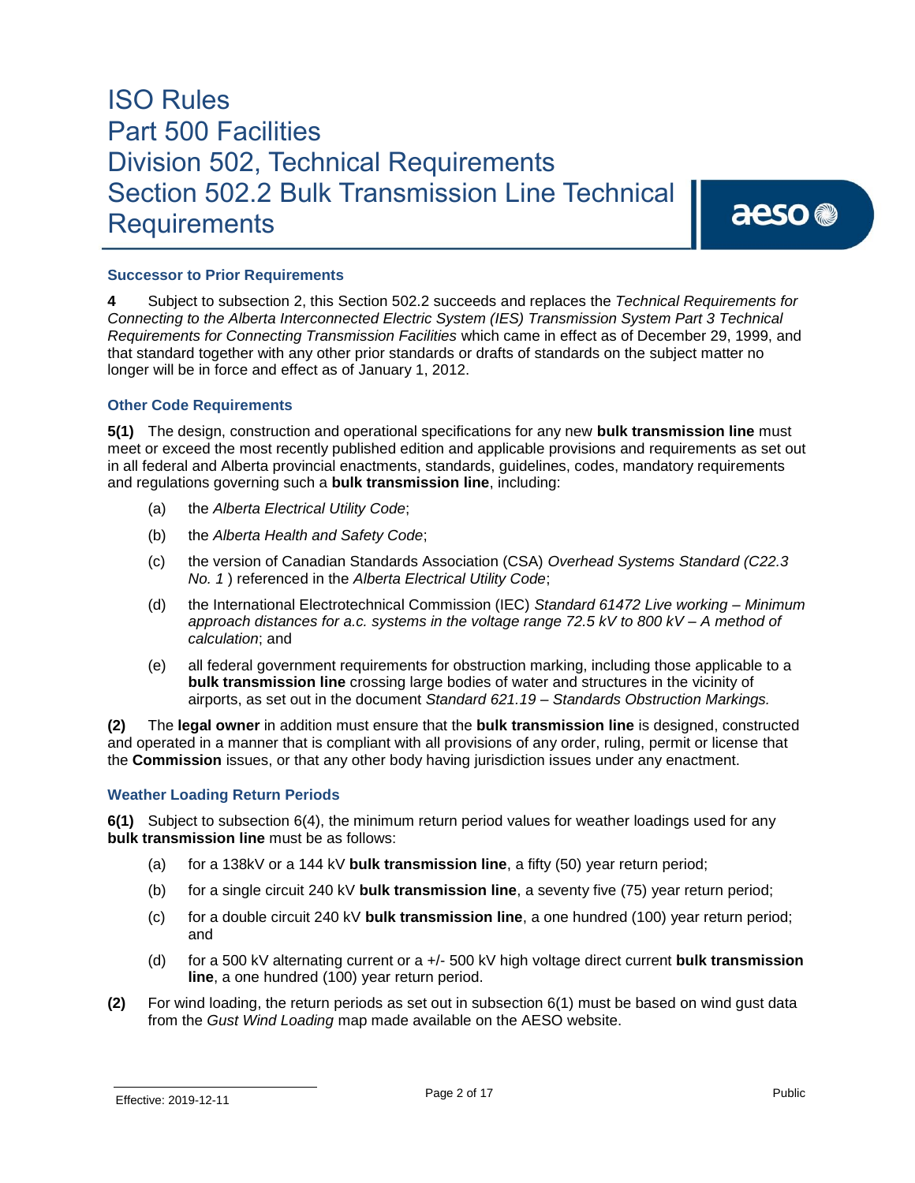### Successor to Prior Requirements

**4** Subject to subsection 2, this Section 502.2 succeeds and replaces the *Technical Requirements for Connecting to the Alberta Interconnected Electric System (IES) Transmission System Part 3 Technical Requirements for Connecting Transmission Facilities* which came in effect as of December 29, 1999, and that standard together with any other prior standards or drafts of standards on the subject matter no longer will be in force and effect as of January 1, 2012.

### Other Code Requirements

**5(1)** The design, construction and operational specifications for any new **bulk transmission line** must meet or exceed the most recently published edition and applicable provisions and requirements as set out in all federal and Alberta provincial enactments, standards, guidelines, codes, mandatory requirements and regulations governing such a **bulk transmission line**, including:

(a) the *Alberta Electrical Utility Code*;

(b) the *Alberta Health and Safety Code*;

(c) the version of Canadian Standards Association (CSA) *Overhead Systems Standard (C22.3 No. 1* ) referenced in the *Alberta Electrical Utility Code*;

(d) the International Electrotechnical Commission (IEC) *Standard 61472 Live working – Minimum approach distances for a.c. systems in the voltage range 72.5 kV to 800 kV – A method of calculation*; and

(e) all federal government requirements for obstruction marking, including those applicable to a **bulk transmission line** crossing large bodies of water and structures in the vicinity of airports, as set out in the document *Standard 621.19 – Standards Obstruction Markings.*

**(2)** The **legal owner** in addition must ensure that the **bulk transmission line** is designed, constructed and operated in a manner that is compliant with all provisions of any order, ruling, permit or license that the **Commission** issues, or that any other body having jurisdiction issues under any enactment.

### Weather Loading Return Periods

**6(1)** Subject to subsection 6(4), the minimum return period values for weather loadings used for any **bulk transmission line** must be as follows:

(a) for a 138kV or a 144 kV **bulk transmission line**, a fifty (50) year return period;

(b) for a single circuit 240 kV **bulk transmission line**, a seventy five (75) year return period;

(c) for a double circuit 240 kV **bulk transmission line**, a one hundred (100) year return period; and

(d) for a 500 kV alternating current or a +/- 500 kV high voltage direct current **bulk transmission line**, a one hundred (100) year return period.

**(2)** For wind loading, the return periods as set out in subsection 6(1) must be based on wind gust data from the *Gust Wind Loading* map made available on the AESO website.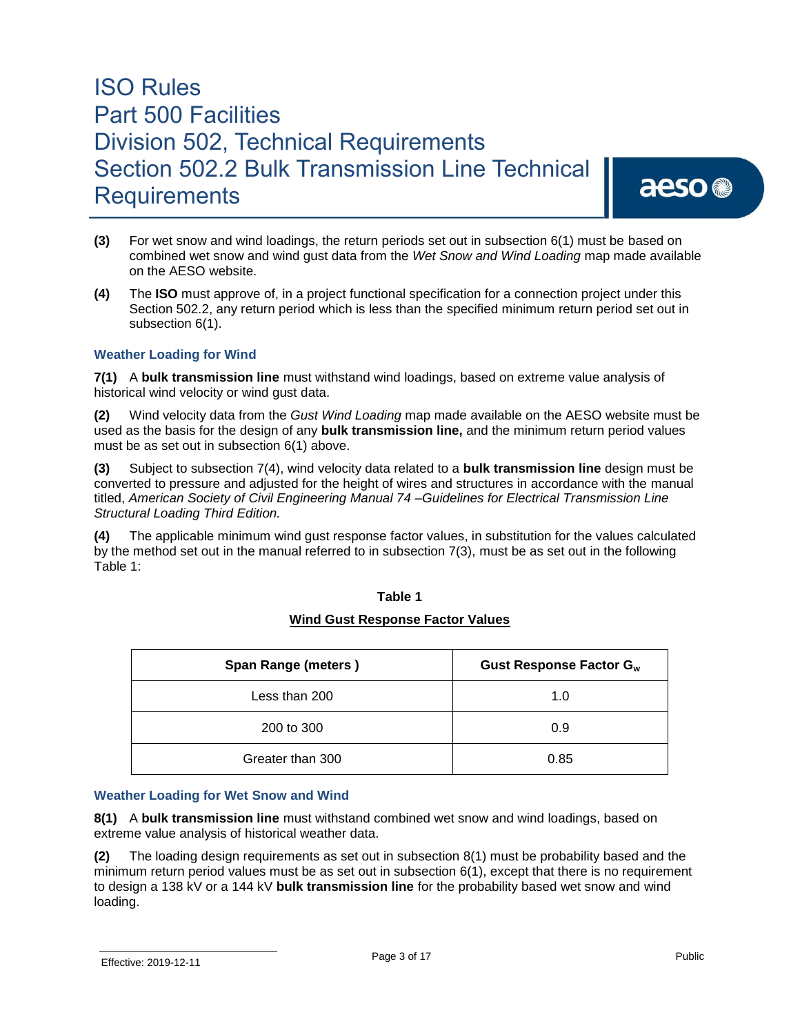**(3)** For wet snow and wind loadings, the return periods set out in subsection 6(1) must be based on combined wet snow and wind gust data from the *Wet Snow and Wind Loading* map made available on the AESO website.

**(4)** The **ISO** must approve of, in a project functional specification for a connection project under this Section 502.2, any return period which is less than the specified minimum return period set out in subsection 6(1).

### Weather Loading for Wind

**7(1)** A **bulk transmission line** must withstand wind loadings, based on extreme value analysis of historical wind velocity or wind gust data.

**(2)** Wind velocity data from the *Gust Wind Loading* map made available on the AESO website must be used as the basis for the design of any **bulk transmission line,** and the minimum return period values must be as set out in subsection 6(1) above.

**(3)** Subject to subsection 7(4), wind velocity data related to a **bulk transmission line** design must be converted to pressure and adjusted for the height of wires and structures in accordance with the manual titled, *American Society of Civil Engineering Manual 74 –Guidelines for Electrical Transmission Line Structural Loading Third Edition.*

**(4)** The applicable minimum wind gust response factor values, in substitution for the values calculated by the method set out in the manual referred to in subsection 7(3), must be as set out in the following Table 1:

**Table 1**

**Wind Gust Response Factor Values**

| Span Range (meters ) | Gust Response Factor $G_w$ |
|---|---|
| Less than 200 | 1.0 |
| 200 to 300 | 0.9 |
| Greater than 300 | 0.85 |

### Weather Loading for Wet Snow and Wind

**8(1)** A **bulk transmission line** must withstand combined wet snow and wind loadings, based on extreme value analysis of historical weather data.

**(2)** The loading design requirements as set out in subsection 8(1) must be probability based and the minimum return period values must be as set out in subsection 6(1), except that there is no requirement to design a 138 kV or a 144 kV **bulk transmission line** for the probability based wet snow and wind loading.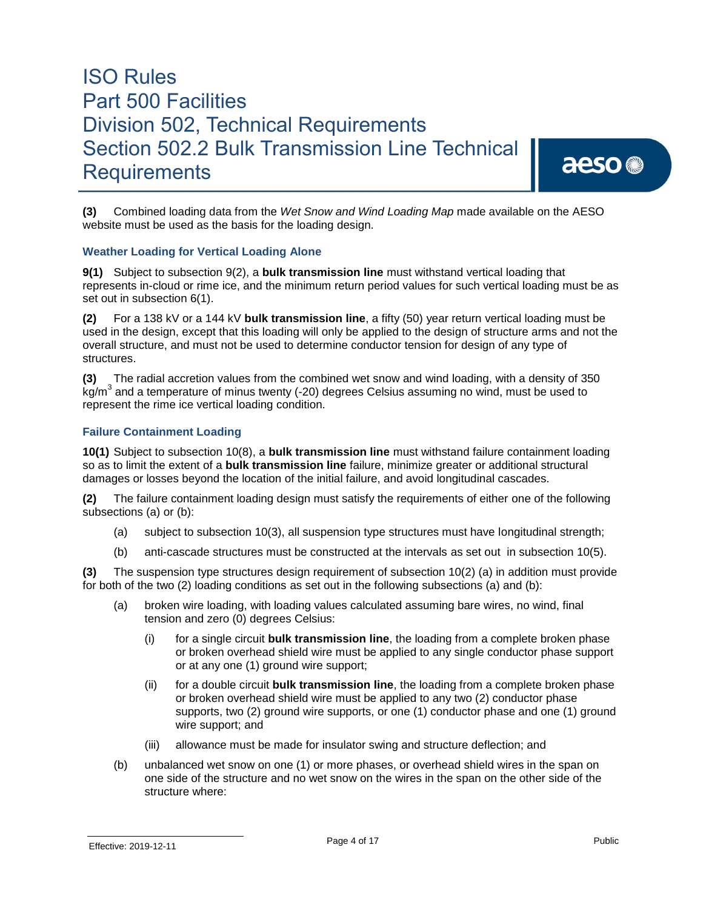**(3)** Combined loading data from the *Wet Snow and Wind Loading Map* made available on the AESO website must be used as the basis for the loading design.

### Weather Loading for Vertical Loading Alone

**9(1)** Subject to subsection 9(2), a **bulk transmission line** must withstand vertical loading that represents in-cloud or rime ice, and the minimum return period values for such vertical loading must be as set out in subsection 6(1).

**(2)** For a 138 kV or a 144 kV **bulk transmission line**, a fifty (50) year return vertical loading must be used in the design, except that this loading will only be applied to the design of structure arms and not the overall structure, and must not be used to determine conductor tension for design of any type of structures.

**(3)** The radial accretion values from the combined wet snow and wind loading, with a density of 350 $kg/m^3$ and a temperature of minus twenty (-20) degrees Celsius assuming no wind, must be used to represent the rime ice vertical loading condition.

### Failure Containment Loading

**10(1)** Subject to subsection 10(8), a **bulk transmission line** must withstand failure containment loading so as to limit the extent of a **bulk transmission line** failure, minimize greater or additional structural damages or losses beyond the location of the initial failure, and avoid longitudinal cascades.

**(2)** The failure containment loading design must satisfy the requirements of either one of the following subsections (a) or (b):

- (a) subject to subsection 10(3), all suspension type structures must have longitudinal strength;
- (b) anti-cascade structures must be constructed at the intervals as set out in subsection 10(5).

**(3)** The suspension type structures design requirement of subsection 10(2) (a) in addition must provide for both of the two (2) loading conditions as set out in the following subsections (a) and (b):

- (a) broken wire loading, with loading values calculated assuming bare wires, no wind, final tension and zero (0) degrees Celsius:
  - (i) for a single circuit **bulk transmission line**, the loading from a complete broken phase or broken overhead shield wire must be applied to any single conductor phase support or at any one (1) ground wire support;
  - (ii) for a double circuit **bulk transmission line**, the loading from a complete broken phase or broken overhead shield wire must be applied to any two (2) conductor phase supports, two (2) ground wire supports, or one (1) conductor phase and one (1) ground wire support; and
  - (iii) allowance must be made for insulator swing and structure deflection; and
- (b) unbalanced wet snow on one (1) or more phases, or overhead shield wires in the span on one side of the structure and no wet snow on the wires in the span on the other side of the structure where: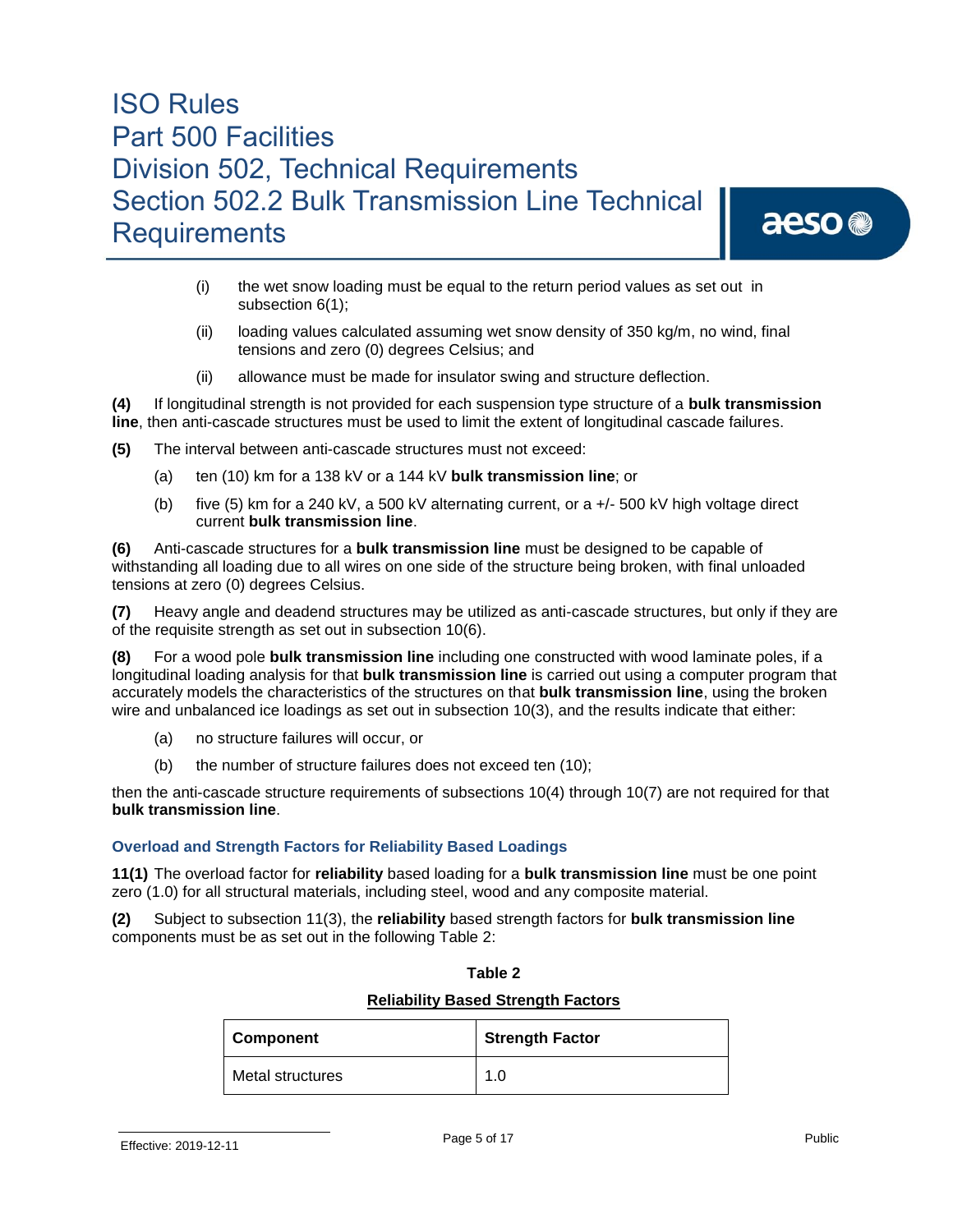(i) the wet snow loading must be equal to the return period values as set out in subsection 6(1);

(ii) loading values calculated assuming wet snow density of 350 kg/m, no wind, final tensions and zero (0) degrees Celsius; and

(ii) allowance must be made for insulator swing and structure deflection.

**(4)** If longitudinal strength is not provided for each suspension type structure of a **bulk transmission line**, then anti-cascade structures must be used to limit the extent of longitudinal cascade failures.

**(5)** The interval between anti-cascade structures must not exceed:

(a) ten (10) km for a 138 kV or a 144 kV **bulk transmission line**; or

(b) five (5) km for a 240 kV, a 500 kV alternating current, or a +/- 500 kV high voltage direct current **bulk transmission line**.

**(6)** Anti-cascade structures for a **bulk transmission line** must be designed to be capable of withstanding all loading due to all wires on one side of the structure being broken, with final unloaded tensions at zero (0) degrees Celsius.

**(7)** Heavy angle and deadend structures may be utilized as anti-cascade structures, but only if they are of the requisite strength as set out in subsection 10(6).

**(8)** For a wood pole **bulk transmission line** including one constructed with wood laminate poles, if a longitudinal loading analysis for that **bulk transmission line** is carried out using a computer program that accurately models the characteristics of the structures on that **bulk transmission line**, using the broken wire and unbalanced ice loadings as set out in subsection 10(3), and the results indicate that either:

(a) no structure failures will occur, or

(b) the number of structure failures does not exceed ten (10);

then the anti-cascade structure requirements of subsections 10(4) through 10(7) are not required for that **bulk transmission line**.

### Overload and Strength Factors for Reliability Based Loadings

**11(1)** The overload factor for **reliability** based loading for a **bulk transmission line** must be one point zero (1.0) for all structural materials, including steel, wood and any composite material.

**(2)** Subject to subsection 11(3), the **reliability** based strength factors for **bulk transmission line** components must be as set out in the following Table 2:

**Table 2**

**Reliability Based Strength Factors**

| Component | Strength Factor |
|---|---|
| Metal structures | 1.0 |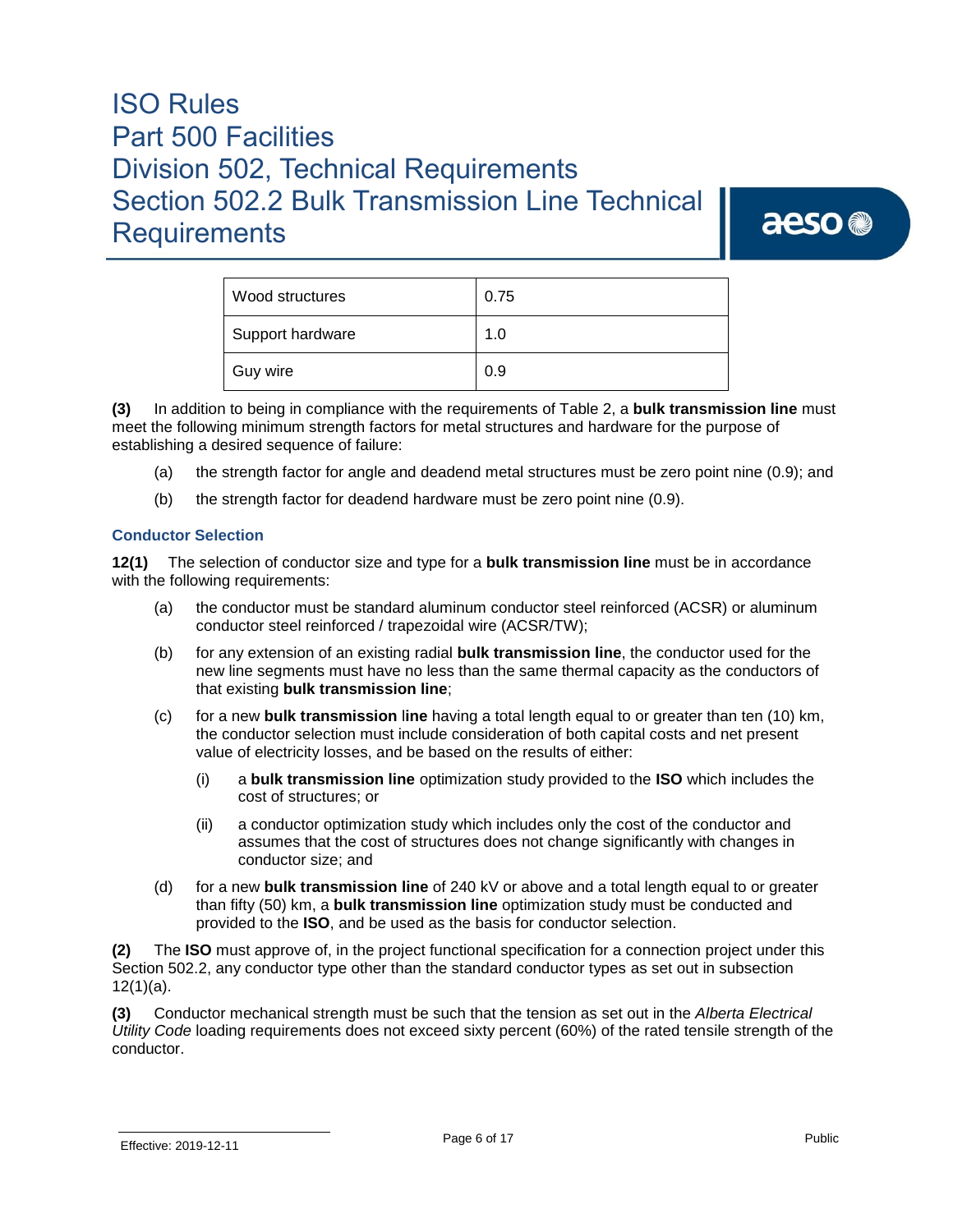| Wood structures | 0.75 |
|---|---|
| Support hardware | 1.0 |
| Guy wire | 0.9 |

**(3)** In addition to being in compliance with the requirements of Table 2, a **bulk transmission line** must meet the following minimum strength factors for metal structures and hardware for the purpose of establishing a desired sequence of failure:

(a) the strength factor for angle and deadend metal structures must be zero point nine (0.9); and

(b) the strength factor for deadend hardware must be zero point nine (0.9).

### Conductor Selection

**12(1)** The selection of conductor size and type for a **bulk transmission line** must be in accordance with the following requirements:

(a) the conductor must be standard aluminum conductor steel reinforced (ACSR) or aluminum conductor steel reinforced / trapezoidal wire (ACSR/TW);

(b) for any extension of an existing radial **bulk transmission line**, the conductor used for the new line segments must have no less than the same thermal capacity as the conductors of that existing **bulk transmission line**;

(c) for a new **bulk transmission** line having a total length equal to or greater than ten (10) km, the conductor selection must include consideration of both capital costs and net present value of electricity losses, and be based on the results of either:

  (i) a **bulk transmission line** optimization study provided to the **ISO** which includes the cost of structures; or

  (ii) a conductor optimization study which includes only the cost of the conductor and assumes that the cost of structures does not change significantly with changes in conductor size; and

(d) for a new **bulk transmission line** of 240 kV or above and a total length equal to or greater than fifty (50) km, a **bulk transmission line** optimization study must be conducted and provided to the **ISO**, and be used as the basis for conductor selection.

**(2)** The **ISO** must approve of, in the project functional specification for a connection project under this Section 502.2, any conductor type other than the standard conductor types as set out in subsection 12(1)(a).

**(3)** Conductor mechanical strength must be such that the tension as set out in the *Alberta Electrical Utility Code* loading requirements does not exceed sixty percent (60%) of the rated tensile strength of the conductor.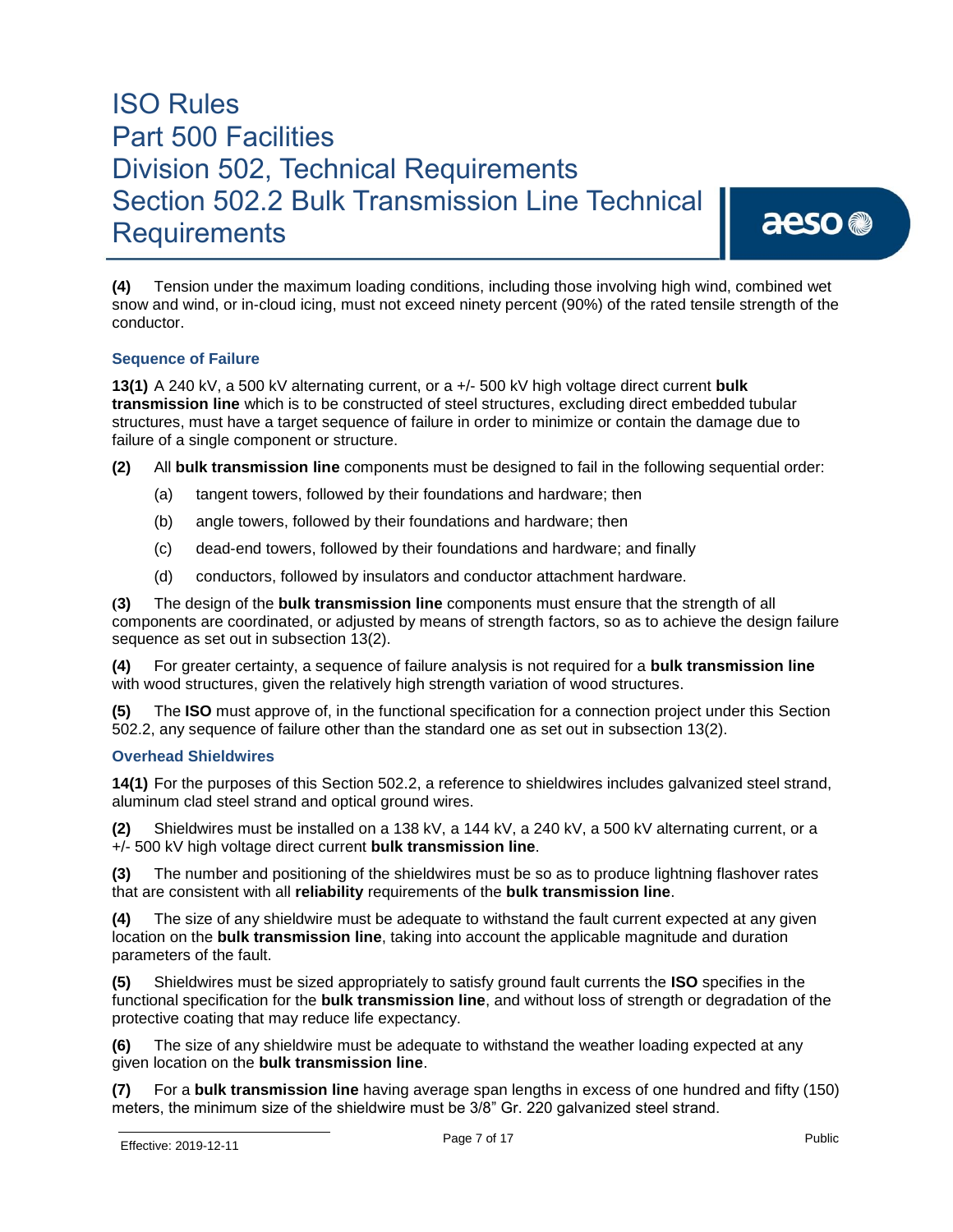**(4)** Tension under the maximum loading conditions, including those involving high wind, combined wet snow and wind, or in-cloud icing, must not exceed ninety percent (90%) of the rated tensile strength of the conductor.

### Sequence of Failure

**13(1)** A 240 kV, a 500 kV alternating current, or a +/- 500 kV high voltage direct current **bulk transmission line** which is to be constructed of steel structures, excluding direct embedded tubular structures, must have a target sequence of failure in order to minimize or contain the damage due to failure of a single component or structure.

**(2)** All **bulk transmission line** components must be designed to fail in the following sequential order:

(a) tangent towers, followed by their foundations and hardware; then

(b) angle towers, followed by their foundations and hardware; then

(c) dead-end towers, followed by their foundations and hardware; and finally

(d) conductors, followed by insulators and conductor attachment hardware.

**(3)** The design of the **bulk transmission line** components must ensure that the strength of all components are coordinated, or adjusted by means of strength factors, so as to achieve the design failure sequence as set out in subsection 13(2).

**(4)** For greater certainty, a sequence of failure analysis is not required for a **bulk transmission line** with wood structures, given the relatively high strength variation of wood structures.

**(5)** The **ISO** must approve of, in the functional specification for a connection project under this Section 502.2, any sequence of failure other than the standard one as set out in subsection 13(2).

### Overhead Shieldwires

**14(1)** For the purposes of this Section 502.2, a reference to shieldwires includes galvanized steel strand, aluminum clad steel strand and optical ground wires.

**(2)** Shieldwires must be installed on a 138 kV, a 144 kV, a 240 kV, a 500 kV alternating current, or a +/- 500 kV high voltage direct current **bulk transmission line**.

**(3)** The number and positioning of the shieldwires must be so as to produce lightning flashover rates that are consistent with all **reliability** requirements of the **bulk transmission line**.

**(4)** The size of any shieldwire must be adequate to withstand the fault current expected at any given location on the **bulk transmission line**, taking into account the applicable magnitude and duration parameters of the fault.

**(5)** Shieldwires must be sized appropriately to satisfy ground fault currents the **ISO** specifies in the functional specification for the **bulk transmission line**, and without loss of strength or degradation of the protective coating that may reduce life expectancy.

**(6)** The size of any shieldwire must be adequate to withstand the weather loading expected at any given location on the **bulk transmission line**.

**(7)** For a **bulk transmission line** having average span lengths in excess of one hundred and fifty (150) meters, the minimum size of the shieldwire must be 3/8" Gr. 220 galvanized steel strand.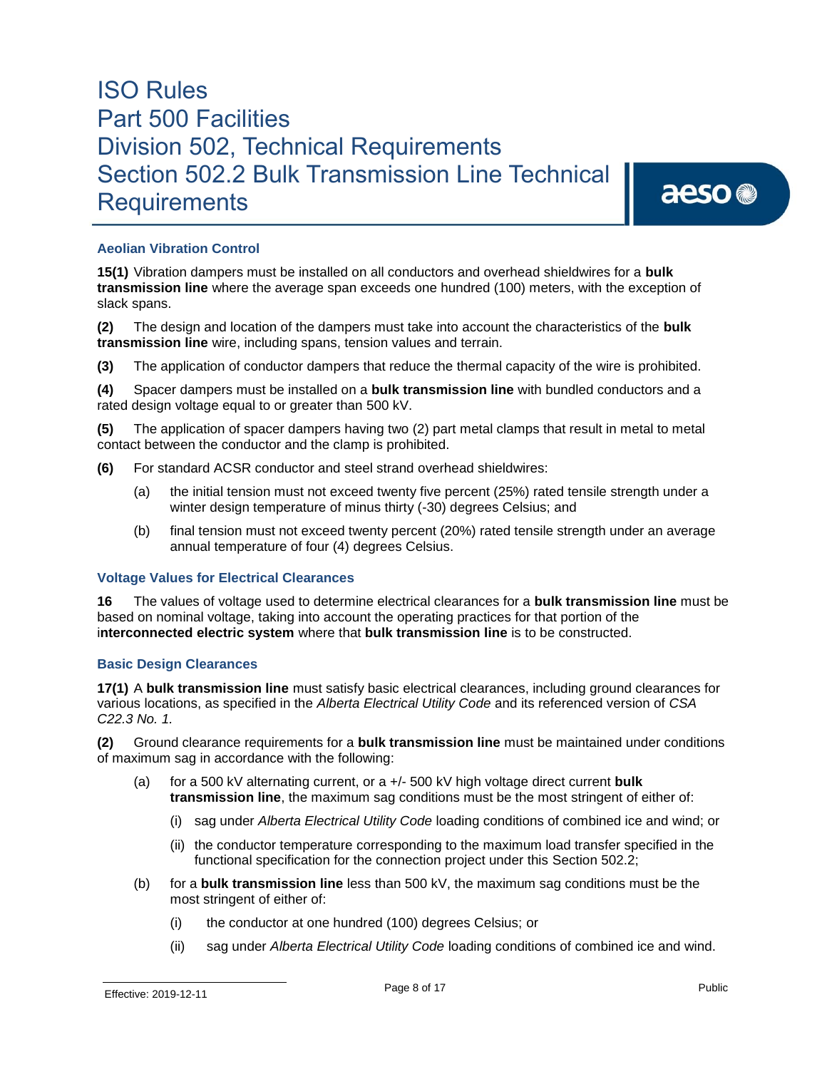### Aeolian Vibration Control

**15(1)** Vibration dampers must be installed on all conductors and overhead shieldwires for a **bulk transmission line** where the average span exceeds one hundred (100) meters, with the exception of slack spans.

**(2)** The design and location of the dampers must take into account the characteristics of the **bulk transmission line** wire, including spans, tension values and terrain.

**(3)** The application of conductor dampers that reduce the thermal capacity of the wire is prohibited.

**(4)** Spacer dampers must be installed on a **bulk transmission line** with bundled conductors and a rated design voltage equal to or greater than 500 kV.

**(5)** The application of spacer dampers having two (2) part metal clamps that result in metal to metal contact between the conductor and the clamp is prohibited.

**(6)** For standard ACSR conductor and steel strand overhead shieldwires:

- (a) the initial tension must not exceed twenty five percent (25%) rated tensile strength under a winter design temperature of minus thirty (-30) degrees Celsius; and
- (b) final tension must not exceed twenty percent (20%) rated tensile strength under an average annual temperature of four (4) degrees Celsius.

### Voltage Values for Electrical Clearances

**16** The values of voltage used to determine electrical clearances for a **bulk transmission line** must be based on nominal voltage, taking into account the operating practices for that portion of the **interconnected electric system** where that **bulk transmission line** is to be constructed.

### Basic Design Clearances

**17(1)** A **bulk transmission line** must satisfy basic electrical clearances, including ground clearances for various locations, as specified in the *Alberta Electrical Utility Code* and its referenced version of *CSA C22.3 No. 1.*

**(2)** Ground clearance requirements for a **bulk transmission line** must be maintained under conditions of maximum sag in accordance with the following:

- (a) for a 500 kV alternating current, or a +/- 500 kV high voltage direct current **bulk transmission line**, the maximum sag conditions must be the most stringent of either of:
  - (i) sag under *Alberta Electrical Utility Code* loading conditions of combined ice and wind; or
  - (ii) the conductor temperature corresponding to the maximum load transfer specified in the functional specification for the connection project under this Section 502.2;
- (b) for a **bulk transmission line** less than 500 kV, the maximum sag conditions must be the most stringent of either of:
  - (i) the conductor at one hundred (100) degrees Celsius; or
  - (ii) sag under *Alberta Electrical Utility Code* loading conditions of combined ice and wind.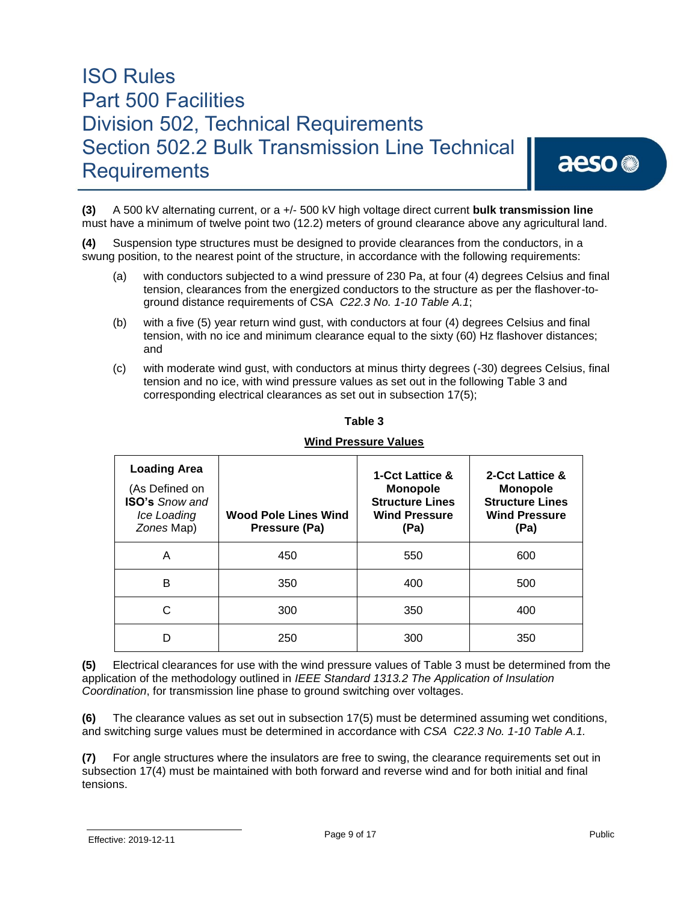**(3)** A 500 kV alternating current, or a +/- 500 kV high voltage direct current **bulk transmission line** must have a minimum of twelve point two (12.2) meters of ground clearance above any agricultural land.

**(4)** Suspension type structures must be designed to provide clearances from the conductors, in a swung position, to the nearest point of the structure, in accordance with the following requirements:

(a) with conductors subjected to a wind pressure of 230 Pa, at four (4) degrees Celsius and final tension, clearances from the energized conductors to the structure as per the flashover-to-ground distance requirements of CSA *C22.3 No. 1-10 Table A.1*;

(b) with a five (5) year return wind gust, with conductors at four (4) degrees Celsius and final tension, with no ice and minimum clearance equal to the sixty (60) Hz flashover distances; and

(c) with moderate wind gust, with conductors at minus thirty degrees (-30) degrees Celsius, final tension and no ice, with wind pressure values as set out in the following Table 3 and corresponding electrical clearances as set out in subsection 17(5);

**Table 3**

**Wind Pressure Values**

| **Loading Area** (As Defined on **ISO's** *Snow and Ice Loading Zones* Map) | **Wood Pole Lines Wind Pressure (Pa)** | **1-Cct Lattice & Monopole Structure Lines Wind Pressure (Pa)** | **2-Cct Lattice & Monopole Structure Lines Wind Pressure (Pa)** |
|---|---|---|---|
| A | 450 | 550 | 600 |
| B | 350 | 400 | 500 |
| C | 300 | 350 | 400 |
| D | 250 | 300 | 350 |

**(5)** Electrical clearances for use with the wind pressure values of Table 3 must be determined from the application of the methodology outlined in *IEEE Standard 1313.2 The Application of Insulation Coordination*, for transmission line phase to ground switching over voltages.

**(6)** The clearance values as set out in subsection 17(5) must be determined assuming wet conditions, and switching surge values must be determined in accordance with *CSA C22.3 No. 1-10 Table A.1.*

**(7)** For angle structures where the insulators are free to swing, the clearance requirements set out in subsection 17(4) must be maintained with both forward and reverse wind and for both initial and final tensions.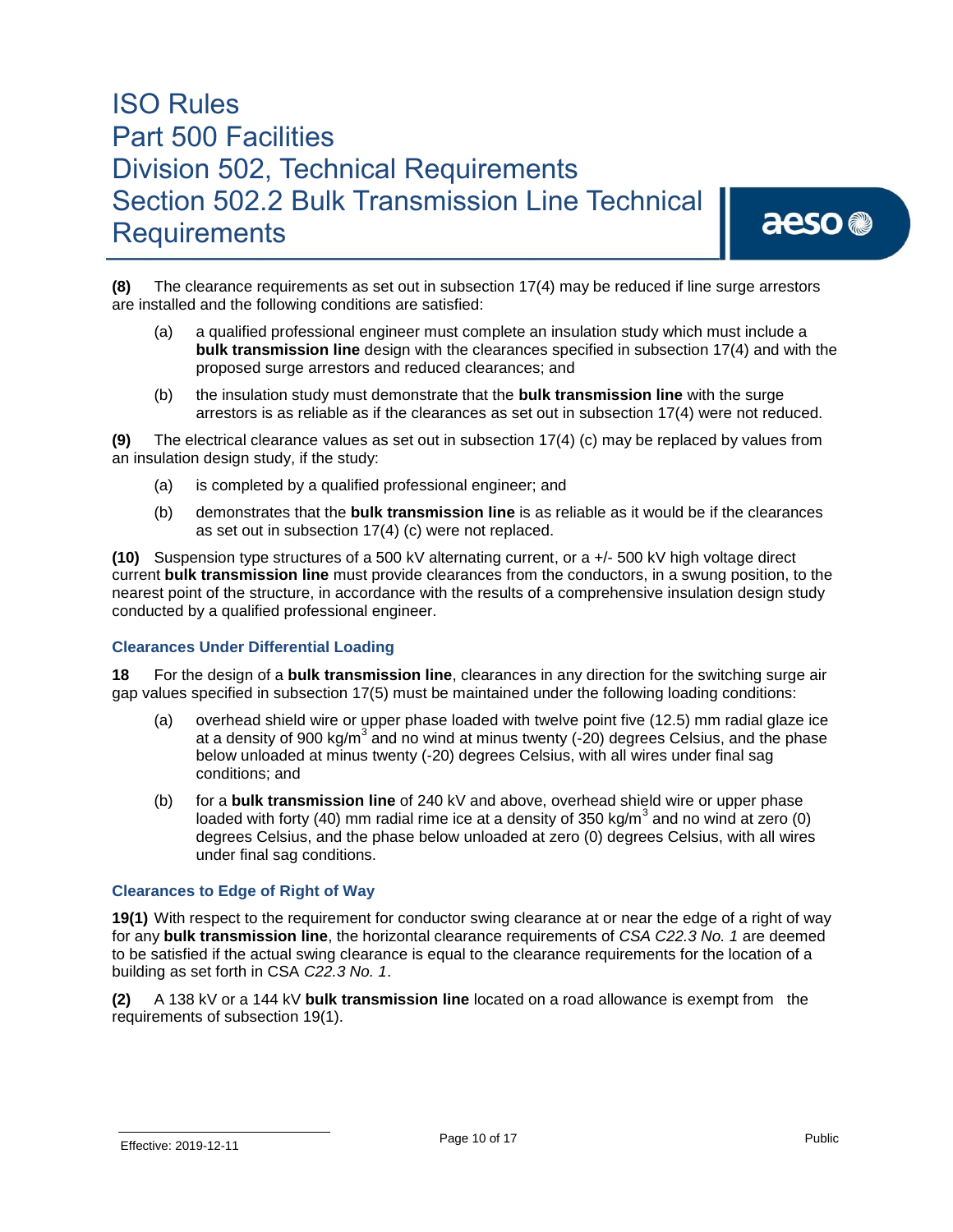**(8)** The clearance requirements as set out in subsection 17(4) may be reduced if line surge arrestors are installed and the following conditions are satisfied:

(a) a qualified professional engineer must complete an insulation study which must include a **bulk transmission line** design with the clearances specified in subsection 17(4) and with the proposed surge arrestors and reduced clearances; and

(b) the insulation study must demonstrate that the **bulk transmission line** with the surge arrestors is as reliable as if the clearances as set out in subsection 17(4) were not reduced.

**(9)** The electrical clearance values as set out in subsection 17(4) (c) may be replaced by values from an insulation design study, if the study:

(a) is completed by a qualified professional engineer; and

(b) demonstrates that the **bulk transmission line** is as reliable as it would be if the clearances as set out in subsection 17(4) (c) were not replaced.

**(10)** Suspension type structures of a 500 kV alternating current, or a +/- 500 kV high voltage direct current **bulk transmission line** must provide clearances from the conductors, in a swung position, to the nearest point of the structure, in accordance with the results of a comprehensive insulation design study conducted by a qualified professional engineer.

### Clearances Under Differential Loading

**18** For the design of a **bulk transmission line**, clearances in any direction for the switching surge air gap values specified in subsection 17(5) must be maintained under the following loading conditions:

(a) overhead shield wire or upper phase loaded with twelve point five (12.5) mm radial glaze ice at a density of 900 kg/m$^3$ and no wind at minus twenty (-20) degrees Celsius, and the phase below unloaded at minus twenty (-20) degrees Celsius, with all wires under final sag conditions; and

(b) for a **bulk transmission line** of 240 kV and above, overhead shield wire or upper phase loaded with forty (40) mm radial rime ice at a density of 350 kg/m$^3$ and no wind at zero (0) degrees Celsius, and the phase below unloaded at zero (0) degrees Celsius, with all wires under final sag conditions.

### Clearances to Edge of Right of Way

**19(1)** With respect to the requirement for conductor swing clearance at or near the edge of a right of way for any **bulk transmission line**, the horizontal clearance requirements of *CSA C22.3 No. 1* are deemed to be satisfied if the actual swing clearance is equal to the clearance requirements for the location of a building as set forth in CSA *C22.3 No. 1*.

**(2)** A 138 kV or a 144 kV **bulk transmission line** located on a road allowance is exempt from the requirements of subsection 19(1).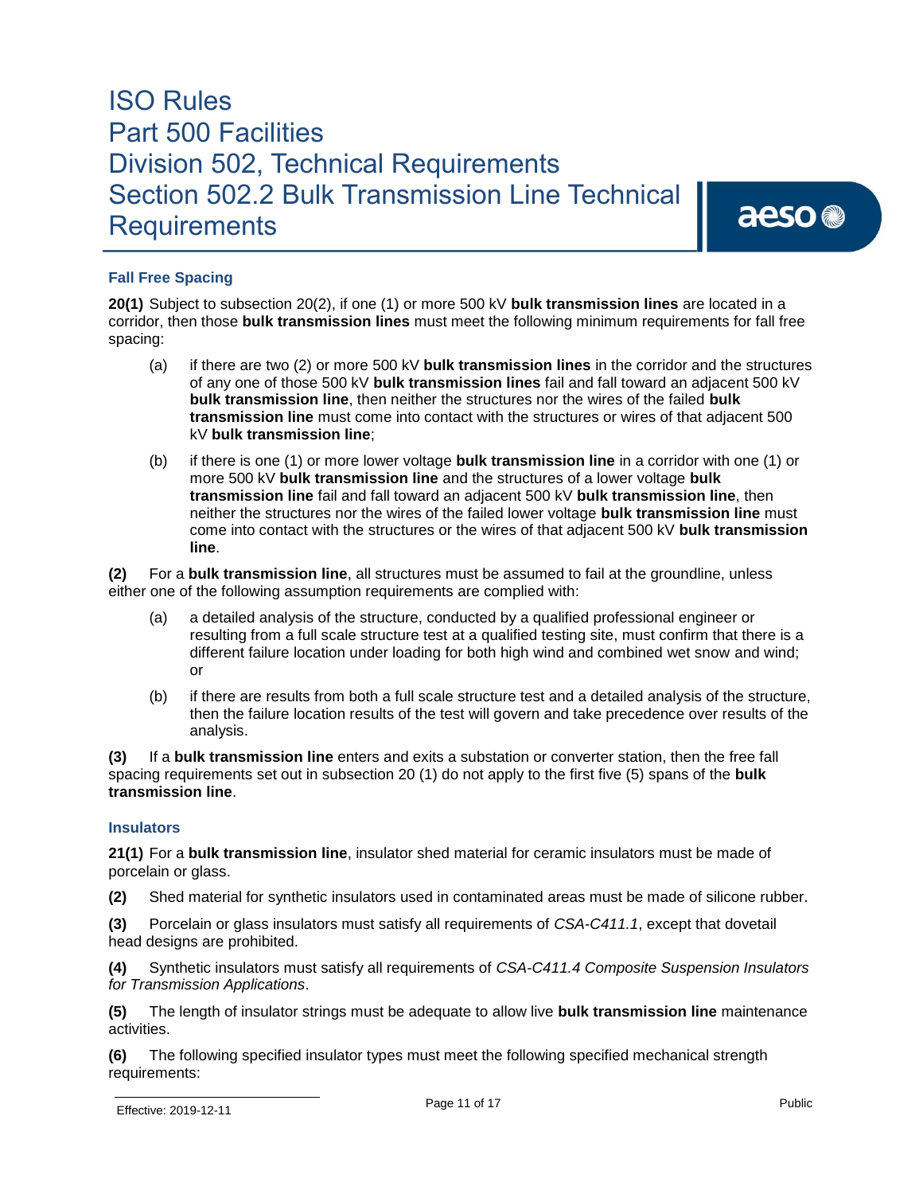### Fall Free Spacing

**20(1)** Subject to subsection 20(2), if one (1) or more 500 kV **bulk transmission lines** are located in a corridor, then those **bulk transmission lines** must meet the following minimum requirements for fall free spacing:

(a) if there are two (2) or more 500 kV **bulk transmission lines** in the corridor and the structures of any one of those 500 kV **bulk transmission lines** fail and fall toward an adjacent 500 kV **bulk transmission line**, then neither the structures nor the wires of the failed **bulk transmission line** must come into contact with the structures or wires of that adjacent 500 kV **bulk transmission line**;

(b) if there is one (1) or more lower voltage **bulk transmission line** in a corridor with one (1) or more 500 kV **bulk transmission line** and the structures of a lower voltage **bulk transmission line** fail and fall toward an adjacent 500 kV **bulk transmission line**, then neither the structures nor the wires of the failed lower voltage **bulk transmission line** must come into contact with the structures or the wires of that adjacent 500 kV **bulk transmission line**.

**(2)** For a **bulk transmission line**, all structures must be assumed to fail at the groundline, unless either one of the following assumption requirements are complied with:

(a) a detailed analysis of the structure, conducted by a qualified professional engineer or resulting from a full scale structure test at a qualified testing site, must confirm that there is a different failure location under loading for both high wind and combined wet snow and wind; or

(b) if there are results from both a full scale structure test and a detailed analysis of the structure, then the failure location results of the test will govern and take precedence over results of the analysis.

**(3)** If a **bulk transmission line** enters and exits a substation or converter station, then the free fall spacing requirements set out in subsection 20 (1) do not apply to the first five (5) spans of the **bulk transmission line**.

### Insulators

**21(1)** For a **bulk transmission line**, insulator shed material for ceramic insulators must be made of porcelain or glass.

**(2)** Shed material for synthetic insulators used in contaminated areas must be made of silicone rubber.

**(3)** Porcelain or glass insulators must satisfy all requirements of *CSA-C411.1*, except that dovetail head designs are prohibited.

**(4)** Synthetic insulators must satisfy all requirements of *CSA-C411.4 Composite Suspension Insulators for Transmission Applications*.

**(5)** The length of insulator strings must be adequate to allow live **bulk transmission line** maintenance activities.

**(6)** The following specified insulator types must meet the following specified mechanical strength requirements: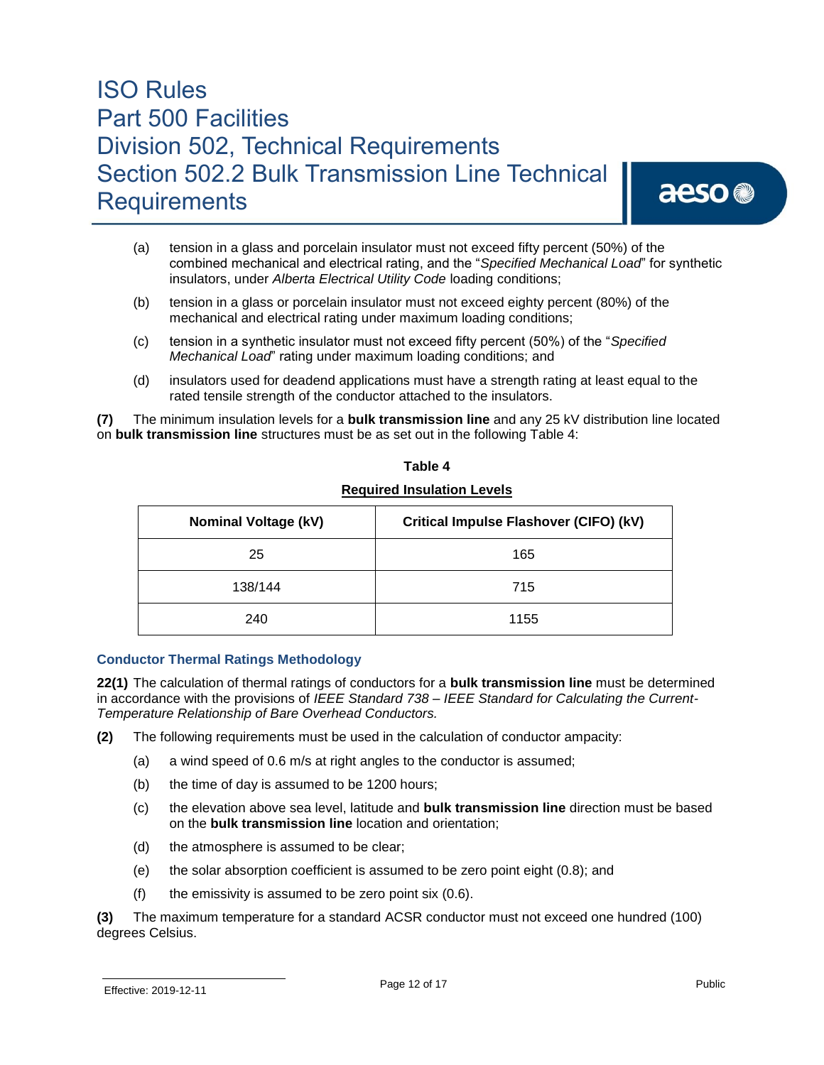(a) tension in a glass and porcelain insulator must not exceed fifty percent (50%) of the combined mechanical and electrical rating, and the "*Specified Mechanical Load*" for synthetic insulators, under *Alberta Electrical Utility Code* loading conditions;

(b) tension in a glass or porcelain insulator must not exceed eighty percent (80%) of the mechanical and electrical rating under maximum loading conditions;

(c) tension in a synthetic insulator must not exceed fifty percent (50%) of the "*Specified Mechanical Load*" rating under maximum loading conditions; and

(d) insulators used for deadend applications must have a strength rating at least equal to the rated tensile strength of the conductor attached to the insulators.

**(7)** The minimum insulation levels for a **bulk transmission line** and any 25 kV distribution line located on **bulk transmission line** structures must be as set out in the following Table 4:

**Table 4**

**Required Insulation Levels**

| Nominal Voltage (kV) | Critical Impulse Flashover (CIFO) (kV) |
|---|---|
| 25 | 165 |
| 138/144 | 715 |
| 240 | 1155 |

### Conductor Thermal Ratings Methodology

**22(1)** The calculation of thermal ratings of conductors for a **bulk transmission line** must be determined in accordance with the provisions of *IEEE Standard 738 – IEEE Standard for Calculating the Current-Temperature Relationship of Bare Overhead Conductors.*

**(2)** The following requirements must be used in the calculation of conductor ampacity:

(a) a wind speed of 0.6 m/s at right angles to the conductor is assumed;

(b) the time of day is assumed to be 1200 hours;

(c) the elevation above sea level, latitude and **bulk transmission line** direction must be based on the **bulk transmission line** location and orientation;

(d) the atmosphere is assumed to be clear;

(e) the solar absorption coefficient is assumed to be zero point eight (0.8); and

(f) the emissivity is assumed to be zero point six (0.6).

**(3)** The maximum temperature for a standard ACSR conductor must not exceed one hundred (100) degrees Celsius.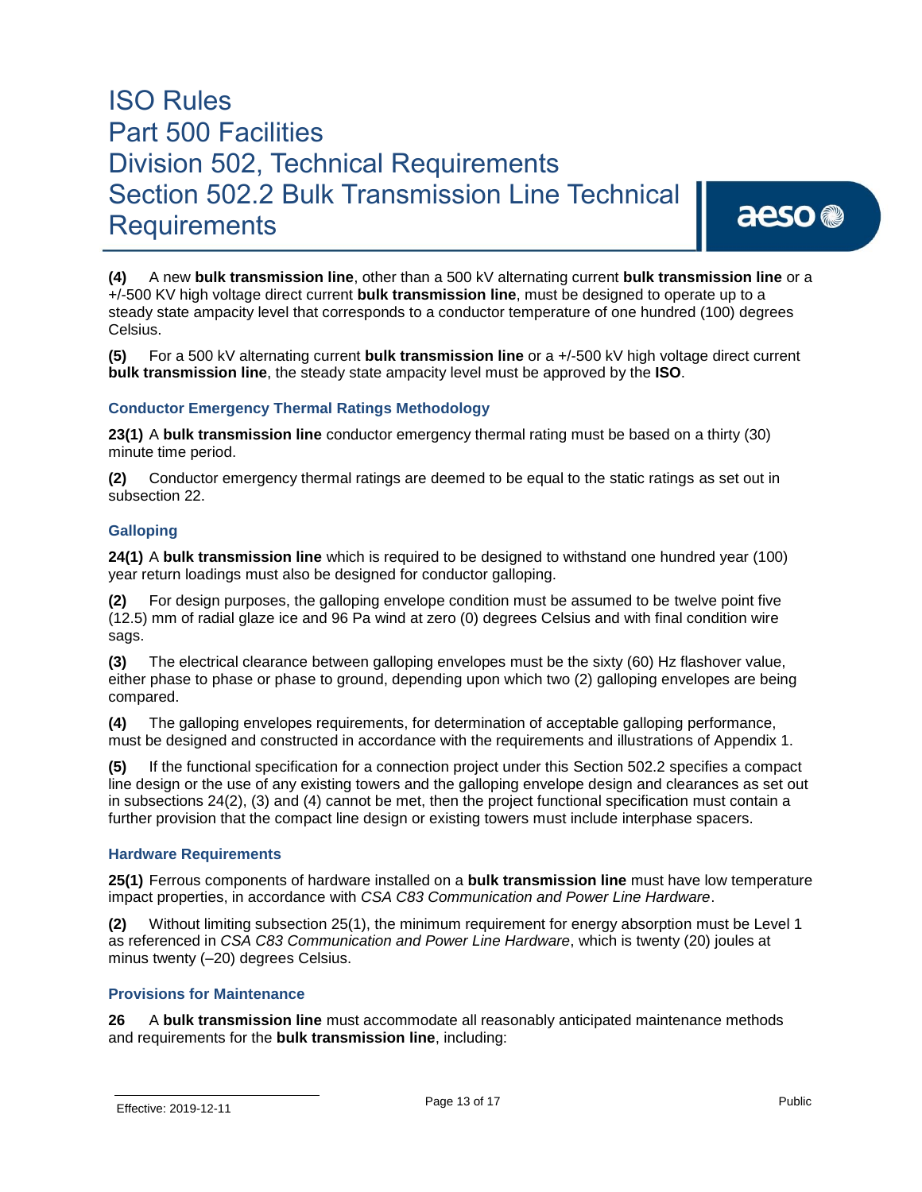**(4)** A new **bulk transmission line**, other than a 500 kV alternating current **bulk transmission line** or a +/-500 KV high voltage direct current **bulk transmission line**, must be designed to operate up to a steady state ampacity level that corresponds to a conductor temperature of one hundred (100) degrees Celsius.

**(5)** For a 500 kV alternating current **bulk transmission line** or a +/-500 kV high voltage direct current **bulk transmission line**, the steady state ampacity level must be approved by the **ISO**.

### Conductor Emergency Thermal Ratings Methodology

**23(1)** A **bulk transmission line** conductor emergency thermal rating must be based on a thirty (30) minute time period.

**(2)** Conductor emergency thermal ratings are deemed to be equal to the static ratings as set out in subsection 22.

### Galloping

**24(1)** A **bulk transmission line** which is required to be designed to withstand one hundred year (100) year return loadings must also be designed for conductor galloping.

**(2)** For design purposes, the galloping envelope condition must be assumed to be twelve point five (12.5) mm of radial glaze ice and 96 Pa wind at zero (0) degrees Celsius and with final condition wire sags.

**(3)** The electrical clearance between galloping envelopes must be the sixty (60) Hz flashover value, either phase to phase or phase to ground, depending upon which two (2) galloping envelopes are being compared.

**(4)** The galloping envelopes requirements, for determination of acceptable galloping performance, must be designed and constructed in accordance with the requirements and illustrations of Appendix 1.

**(5)** If the functional specification for a connection project under this Section 502.2 specifies a compact line design or the use of any existing towers and the galloping envelope design and clearances as set out in subsections 24(2), (3) and (4) cannot be met, then the project functional specification must contain a further provision that the compact line design or existing towers must include interphase spacers.

### Hardware Requirements

**25(1)** Ferrous components of hardware installed on a **bulk transmission line** must have low temperature impact properties, in accordance with *CSA C83 Communication and Power Line Hardware*.

**(2)** Without limiting subsection 25(1), the minimum requirement for energy absorption must be Level 1 as referenced in *CSA C83 Communication and Power Line Hardware*, which is twenty (20) joules at minus twenty (–20) degrees Celsius.

### Provisions for Maintenance

**26** A **bulk transmission line** must accommodate all reasonably anticipated maintenance methods and requirements for the **bulk transmission line**, including: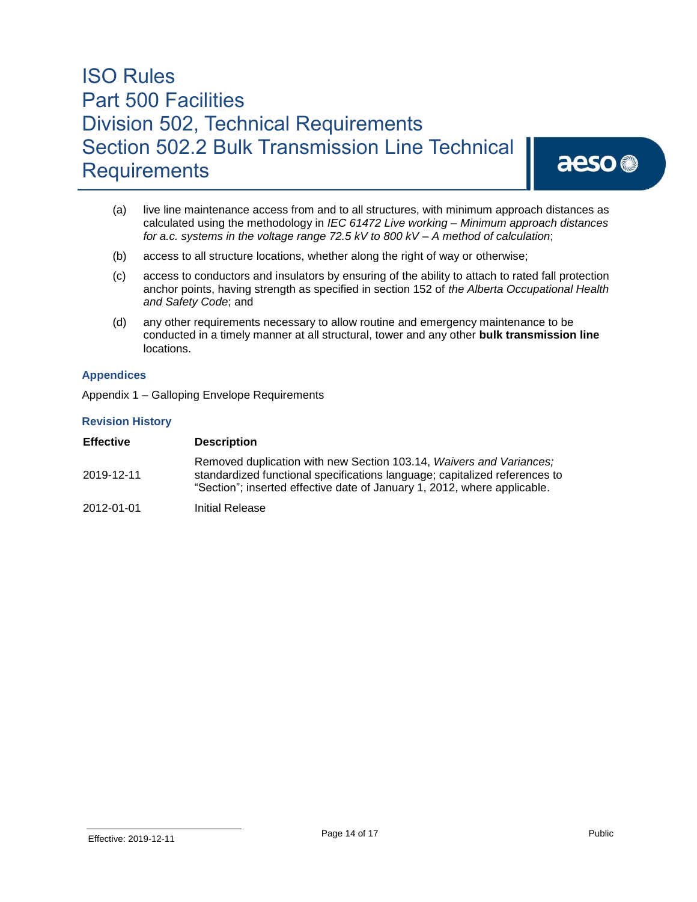(a) live line maintenance access from and to all structures, with minimum approach distances as calculated using the methodology in *IEC 61472 Live working – Minimum approach distances for a.c. systems in the voltage range 72.5 kV to 800 kV – A method of calculation*;

(b) access to all structure locations, whether along the right of way or otherwise;

(c) access to conductors and insulators by ensuring of the ability to attach to rated fall protection anchor points, having strength as specified in section 152 of *the Alberta Occupational Health and Safety Code*; and

(d) any other requirements necessary to allow routine and emergency maintenance to be conducted in a timely manner at all structural, tower and any other **bulk transmission line** locations.

## Appendices

Appendix 1 – Galloping Envelope Requirements

## Revision History

| Effective | Description |
| --- | --- |
| 2019-12-11 | Removed duplication with new Section 103.14, *Waivers and Variances;* standardized functional specifications language; capitalized references to "Section"; inserted effective date of January 1, 2012, where applicable. |
| 2012-01-01 | Initial Release |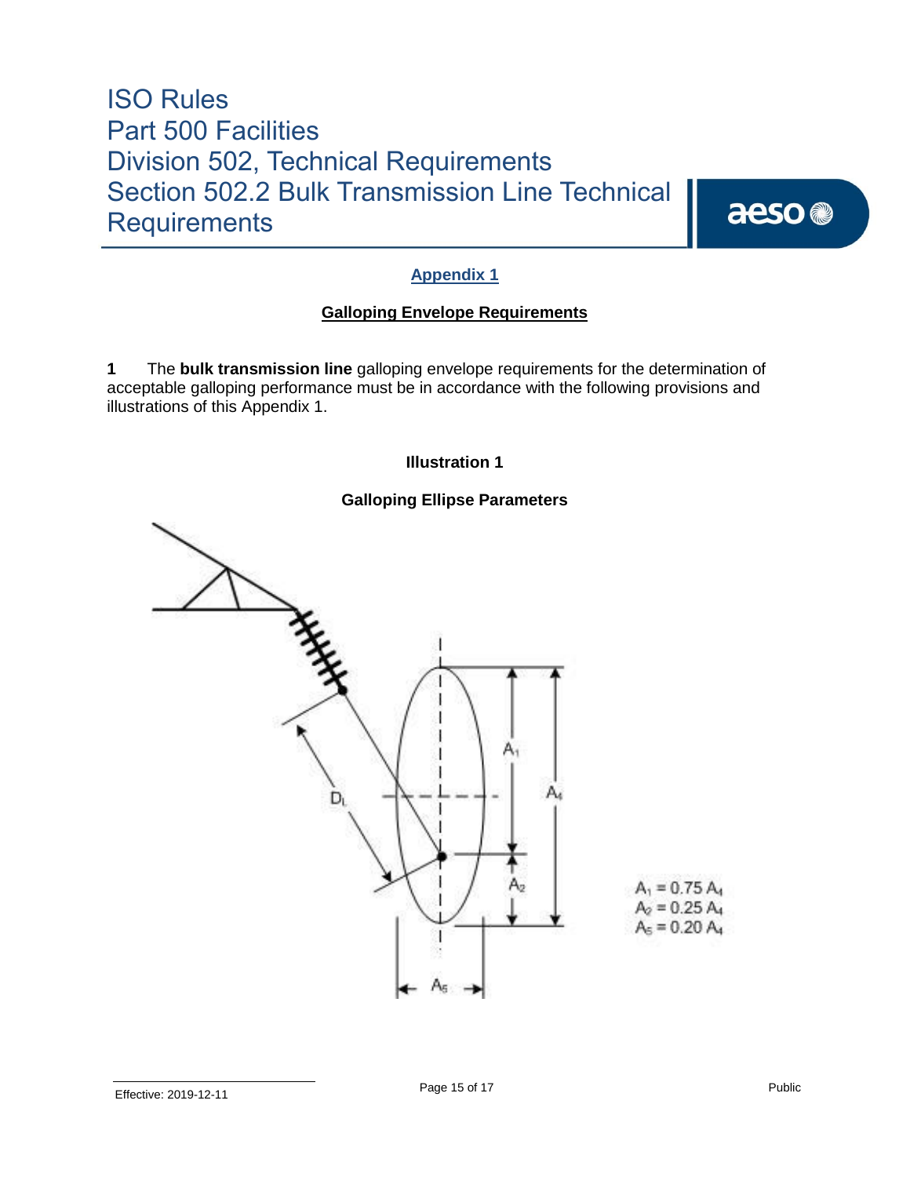## Appendix 1

### Galloping Envelope Requirements

**1** The **bulk transmission line** galloping envelope requirements for the determination of acceptable galloping performance must be in accordance with the following provisions and illustrations of this Appendix 1.

**Illustration 1**

**Galloping Ellipse Parameters**

$A_1 = 0.75\ A_4$
$A_2 = 0.25\ A_4$
$A_5 = 0.20\ A_4$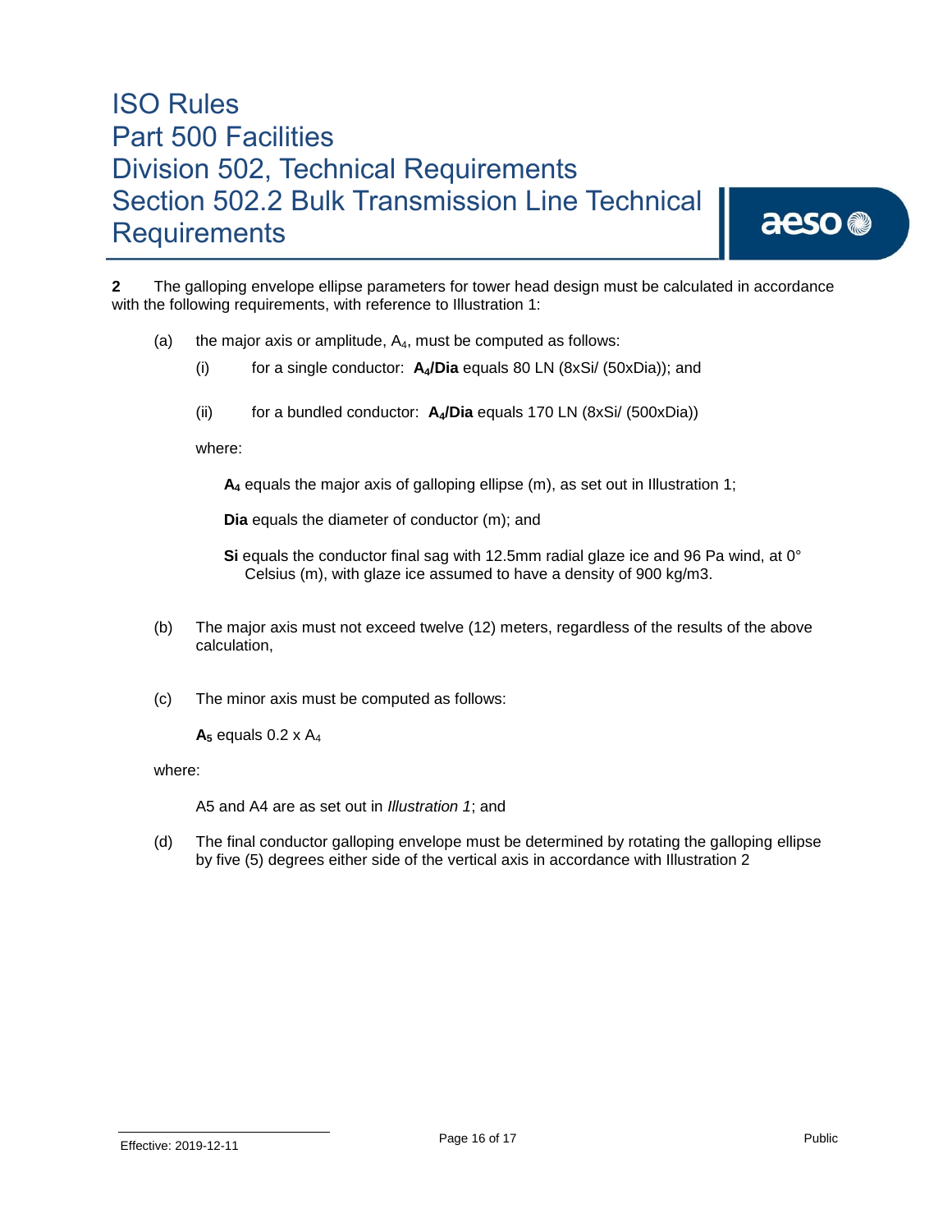**2** The galloping envelope ellipse parameters for tower head design must be calculated in accordance with the following requirements, with reference to Illustration 1:

(a) the major axis or amplitude, $A_4$, must be computed as follows:

(i) for a single conductor: **$A_4$/Dia** equals 80 LN (8xSi/ (50xDia)); and

(ii) for a bundled conductor: **$A_4$/Dia** equals 170 LN (8xSi/ (500xDia))

where:

**$A_4$** equals the major axis of galloping ellipse (m), as set out in Illustration 1;

**Dia** equals the diameter of conductor (m); and

**Si** equals the conductor final sag with 12.5mm radial glaze ice and 96 Pa wind, at 0° Celsius (m), with glaze ice assumed to have a density of 900 kg/m3.

(b) The major axis must not exceed twelve (12) meters, regardless of the results of the above calculation,

(c) The minor axis must be computed as follows:

**$A_5$** equals 0.2 x $A_4$

where:

A5 and A4 are as set out in *Illustration 1*; and

(d) The final conductor galloping envelope must be determined by rotating the galloping ellipse by five (5) degrees either side of the vertical axis in accordance with Illustration 2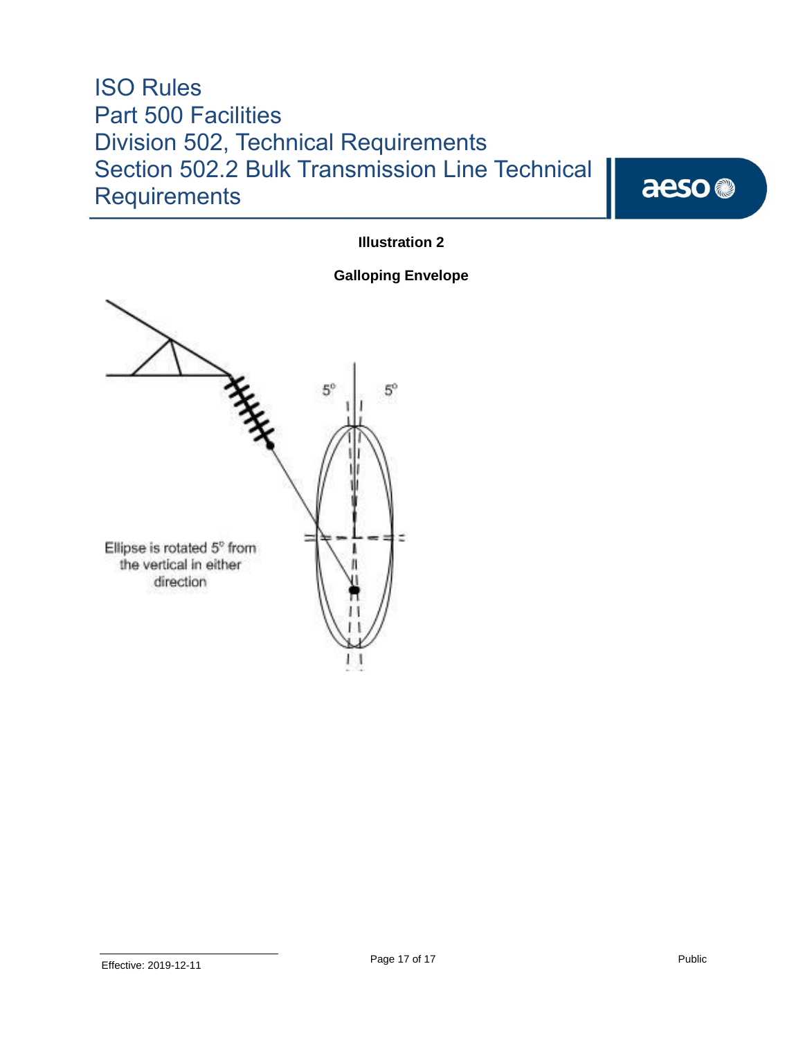**Illustration 2**

**Galloping Envelope**

5°

5°

Ellipse is rotated 5° from the vertical in either direction